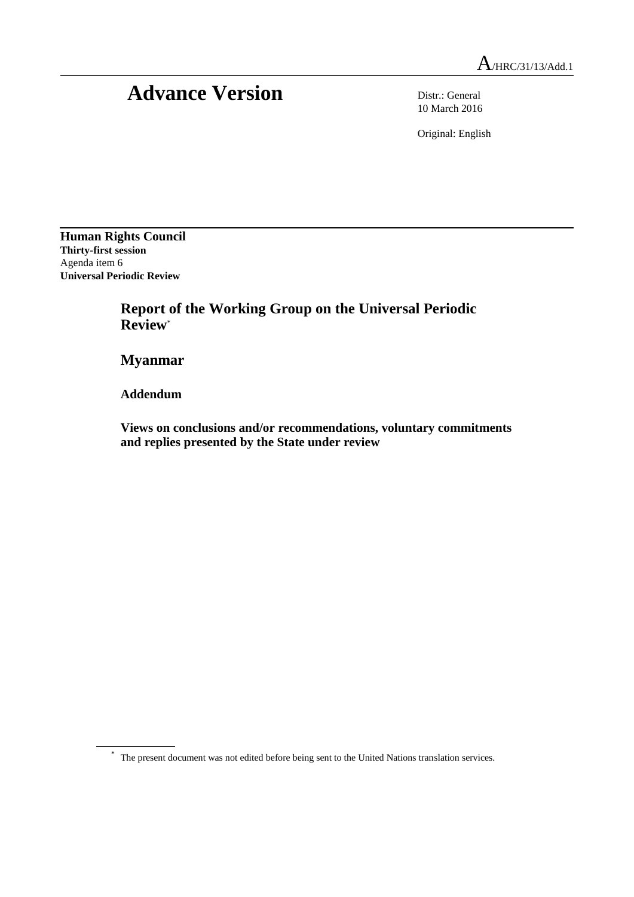A/HRC/31/13/Add.1

# Advance Version

Distr.: General
10 March 2016

Original: English

**Human Rights Council**
**Thirty-first session**
Agenda item 6
**Universal Periodic Review**

## Report of the Working Group on the Universal Periodic Review*

## Myanmar

### Addendum

### Views on conclusions and/or recommendations, voluntary commitments and replies presented by the State under review

* The present document was not edited before being sent to the United Nations translation services.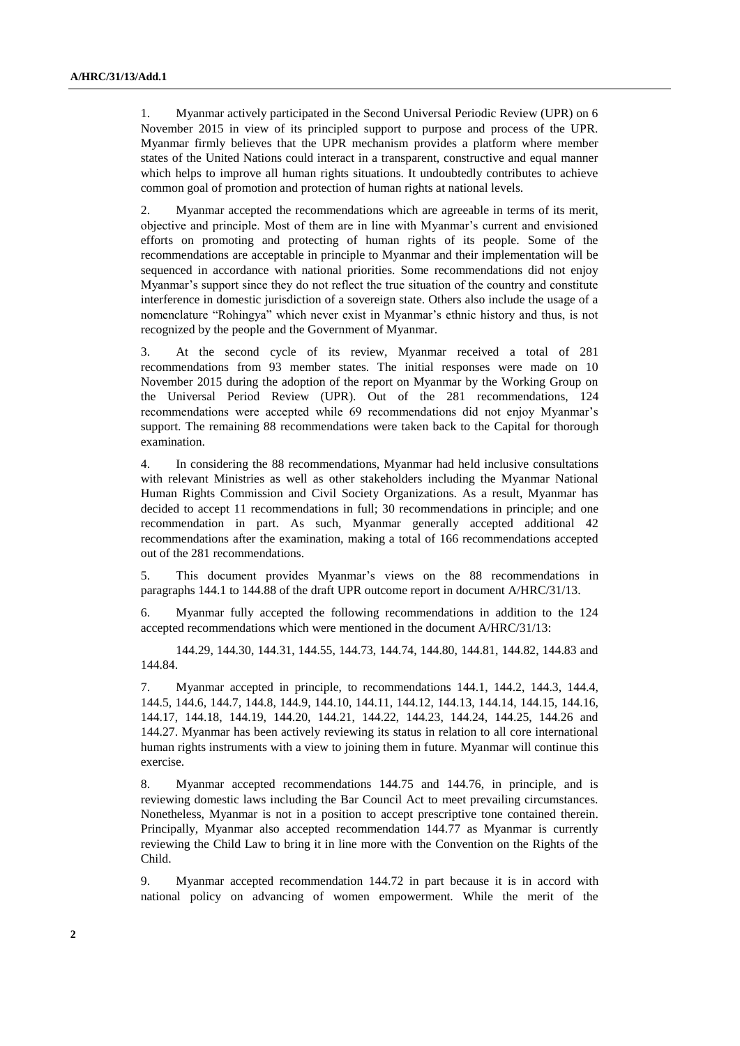1. Myanmar actively participated in the Second Universal Periodic Review (UPR) on 6 November 2015 in view of its principled support to purpose and process of the UPR. Myanmar firmly believes that the UPR mechanism provides a platform where member states of the United Nations could interact in a transparent, constructive and equal manner which helps to improve all human rights situations. It undoubtedly contributes to achieve common goal of promotion and protection of human rights at national levels.

2. Myanmar accepted the recommendations which are agreeable in terms of its merit, objective and principle. Most of them are in line with Myanmar's current and envisioned efforts on promoting and protecting human rights of its people. Some of the recommendations are acceptable in principle to Myanmar and their implementation will be sequenced in accordance with national priorities. Some recommendations did not enjoy Myanmar's support since they do not reflect the true situation of the country and constitute interference in domestic jurisdiction of a sovereign state. Others also include the usage of a nomenclature "Rohingya" which never exist in Myanmar's ethnic history and thus, is not recognized by the people and the Government of Myanmar.

3. At the second cycle of its review, Myanmar received a total of 281 recommendations from 93 member states. The initial responses were made on 10 November 2015 during the adoption of the report on Myanmar by the Working Group on the Universal Period Review (UPR). Out of the 281 recommendations, 124 recommendations were accepted while 69 recommendations did not enjoy Myanmar's support. The remaining 88 recommendations were taken back to the Capital for thorough examination.

4. In considering the 88 recommendations, Myanmar had held inclusive consultations with relevant Ministries as well as other stakeholders including the Myanmar National Human Rights Commission and Civil Society Organizations. As a result, Myanmar has decided to accept 11 recommendations in full; 30 recommendations in principle; and one recommendation in part. As such, Myanmar generally accepted additional 42 recommendations after the examination, making a total of 166 recommendations accepted out of the 281 recommendations.

5. This document provides Myanmar's views on the 88 recommendations in paragraphs 144.1 to 144.88 of the draft UPR outcome report in document A/HRC/31/13.

6. Myanmar fully accepted the following recommendations in addition to the 124 accepted recommendations which were mentioned in the document A/HRC/31/13:

144.29, 144.30, 144.31, 144.55, 144.73, 144.74, 144.80, 144.81, 144.82, 144.83 and 144.84.

7. Myanmar accepted in principle, to recommendations 144.1, 144.2, 144.3, 144.4, 144.5, 144.6, 144.7, 144.8, 144.9, 144.10, 144.11, 144.12, 144.13, 144.14, 144.15, 144.16, 144.17, 144.18, 144.19, 144.20, 144.21, 144.22, 144.23, 144.24, 144.25, 144.26 and 144.27. Myanmar has been actively reviewing its status in relation to all core international human rights instruments with a view to joining them in future. Myanmar will continue this exercise.

8. Myanmar accepted recommendations 144.75 and 144.76, in principle, and is reviewing domestic laws including the Bar Council Act to meet prevailing circumstances. Nonetheless, Myanmar is not in a position to accept prescriptive tone contained therein. Principally, Myanmar also accepted recommendation 144.77 as Myanmar is currently reviewing the Child Law to bring it in line more with the Convention on the Rights of the Child.

9. Myanmar accepted recommendation 144.72 in part because it is in accord with national policy on advancing of women empowerment. While the merit of the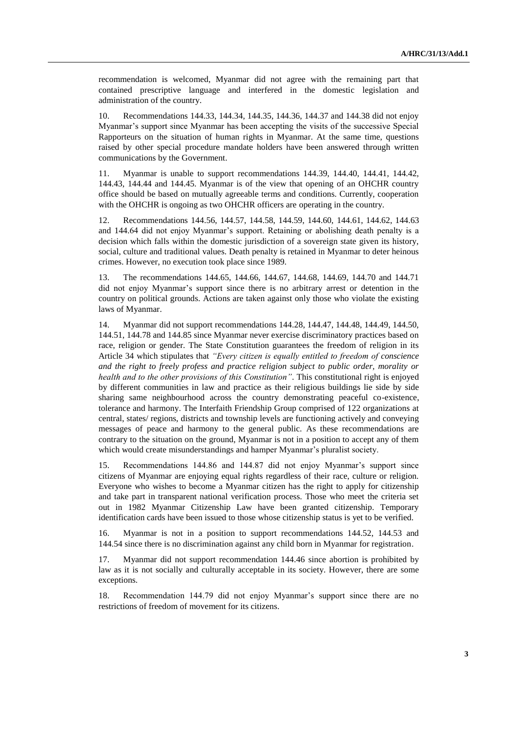recommendation is welcomed, Myanmar did not agree with the remaining part that contained prescriptive language and interfered in the domestic legislation and administration of the country.

10. Recommendations 144.33, 144.34, 144.35, 144.36, 144.37 and 144.38 did not enjoy Myanmar's support since Myanmar has been accepting the visits of the successive Special Rapporteurs on the situation of human rights in Myanmar. At the same time, questions raised by other special procedure mandate holders have been answered through written communications by the Government.

11. Myanmar is unable to support recommendations 144.39, 144.40, 144.41, 144.42, 144.43, 144.44 and 144.45. Myanmar is of the view that opening of an OHCHR country office should be based on mutually agreeable terms and conditions. Currently, cooperation with the OHCHR is ongoing as two OHCHR officers are operating in the country.

12. Recommendations 144.56, 144.57, 144.58, 144.59, 144.60, 144.61, 144.62, 144.63 and 144.64 did not enjoy Myanmar's support. Retaining or abolishing death penalty is a decision which falls within the domestic jurisdiction of a sovereign state given its history, social, culture and traditional values. Death penalty is retained in Myanmar to deter heinous crimes. However, no execution took place since 1989.

13. The recommendations 144.65, 144.66, 144.67, 144.68, 144.69, 144.70 and 144.71 did not enjoy Myanmar's support since there is no arbitrary arrest or detention in the country on political grounds. Actions are taken against only those who violate the existing laws of Myanmar.

14. Myanmar did not support recommendations 144.28, 144.47, 144.48, 144.49, 144.50, 144.51, 144.78 and 144.85 since Myanmar never exercise discriminatory practices based on race, religion or gender. The State Constitution guarantees the freedom of religion in its Article 34 which stipulates that *"Every citizen is equally entitled to freedom of conscience and the right to freely profess and practice religion subject to public order, morality or health and to the other provisions of this Constitution"*. This constitutional right is enjoyed by different communities in law and practice as their religious buildings lie side by side sharing same neighbourhood across the country demonstrating peaceful co-existence, tolerance and harmony. The Interfaith Friendship Group comprised of 122 organizations at central, states/ regions, districts and township levels are functioning actively and conveying messages of peace and harmony to the general public. As these recommendations are contrary to the situation on the ground, Myanmar is not in a position to accept any of them which would create misunderstandings and hamper Myanmar's pluralist society.

15. Recommendations 144.86 and 144.87 did not enjoy Myanmar's support since citizens of Myanmar are enjoying equal rights regardless of their race, culture or religion. Everyone who wishes to become a Myanmar citizen has the right to apply for citizenship and take part in transparent national verification process. Those who meet the criteria set out in 1982 Myanmar Citizenship Law have been granted citizenship. Temporary identification cards have been issued to those whose citizenship status is yet to be verified.

16. Myanmar is not in a position to support recommendations 144.52, 144.53 and 144.54 since there is no discrimination against any child born in Myanmar for registration.

17. Myanmar did not support recommendation 144.46 since abortion is prohibited by law as it is not socially and culturally acceptable in its society. However, there are some exceptions.

18. Recommendation 144.79 did not enjoy Myanmar's support since there are no restrictions of freedom of movement for its citizens.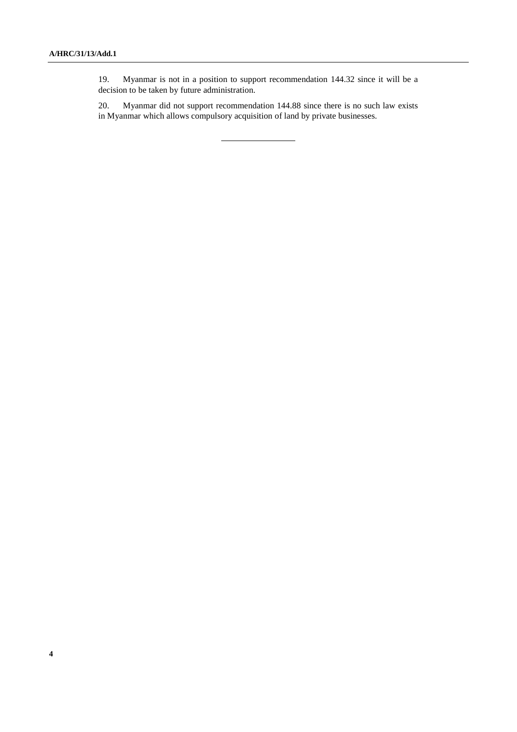19. Myanmar is not in a position to support recommendation 144.32 since it will be a decision to be taken by future administration.

20. Myanmar did not support recommendation 144.88 since there is no such law exists in Myanmar which allows compulsory acquisition of land by private businesses.